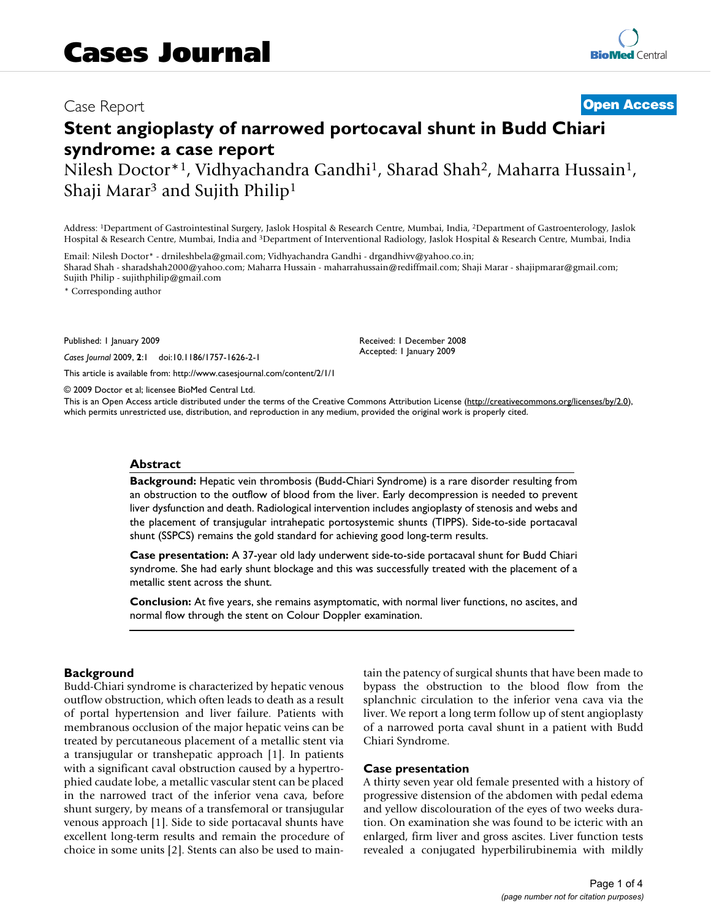# Cases Journal

Case Report

**Open Access**

# Stent angioplasty of narrowed portocaval shunt in Budd Chiari syndrome: a case report

Nilesh Doctor*[1], Vidhyachandra Gandhi[1], Sharad Shah[2], Maharra Hussain[1], Shaji Marar[3] and Sujith Philip[1]

Address: [1]Department of Gastrointestinal Surgery, Jaslok Hospital & Research Centre, Mumbai, India, [2]Department of Gastroenterology, Jaslok Hospital & Research Centre, Mumbai, India and [3]Department of Interventional Radiology, Jaslok Hospital & Research Centre, Mumbai, India

Email: Nilesh Doctor* - drnileshbela@gmail.com; Vidhyachandra Gandhi - drgandhivv@yahoo.co.in; Sharad Shah - sharadshah2000@yahoo.com; Maharra Hussain - maharrahussain@rediffmail.com; Shaji Marar - shajipmarar@gmail.com; Sujith Philip - sujithphilip@gmail.com

* Corresponding author

Published: 1 January 2009

*Cases Journal* 2009, **2**:1 doi:10.1186/1757-1626-2-1

Received: 1 December 2008
Accepted: 1 January 2009

This article is available from: http://www.casesjournal.com/content/2/1/1

© 2009 Doctor et al; licensee BioMed Central Ltd.

This is an Open Access article distributed under the terms of the Creative Commons Attribution License (http://creativecommons.org/licenses/by/2.0), which permits unrestricted use, distribution, and reproduction in any medium, provided the original work is properly cited.

## Abstract

**Background:** Hepatic vein thrombosis (Budd-Chiari Syndrome) is a rare disorder resulting from an obstruction to the outflow of blood from the liver. Early decompression is needed to prevent liver dysfunction and death. Radiological intervention includes angioplasty of stenosis and webs and the placement of transjugular intrahepatic portosystemic shunts (TIPPS). Side-to-side portacaval shunt (SSPCS) remains the gold standard for achieving good long-term results.

**Case presentation:** A 37-year old lady underwent side-to-side portacaval shunt for Budd Chiari syndrome. She had early shunt blockage and this was successfully treated with the placement of a metallic stent across the shunt.

**Conclusion:** At five years, she remains asymptomatic, with normal liver functions, no ascites, and normal flow through the stent on Colour Doppler examination.

## Background

Budd-Chiari syndrome is characterized by hepatic venous outflow obstruction, which often leads to death as a result of portal hypertension and liver failure. Patients with membranous occlusion of the major hepatic veins can be treated by percutaneous placement of a metallic stent via a transjugular or transhepatic approach [1]. In patients with a significant caval obstruction caused by a hypertrophied caudate lobe, a metallic vascular stent can be placed in the narrowed tract of the inferior vena cava, before shunt surgery, by means of a transfemoral or transjugular venous approach [1]. Side to side portacaval shunts have excellent long-term results and remain the procedure of choice in some units [2]. Stents can also be used to maintain the patency of surgical shunts that have been made to bypass the obstruction to the blood flow from the splanchnic circulation to the inferior vena cava via the liver. We report a long term follow up of stent angioplasty of a narrowed porta caval shunt in a patient with Budd Chiari Syndrome.

## Case presentation

A thirty seven year old female presented with a history of progressive distension of the abdomen with pedal edema and yellow discolouration of the eyes of two weeks duration. On examination she was found to be icteric with an enlarged, firm liver and gross ascites. Liver function tests revealed a conjugated hyperbilirubinemia with mildly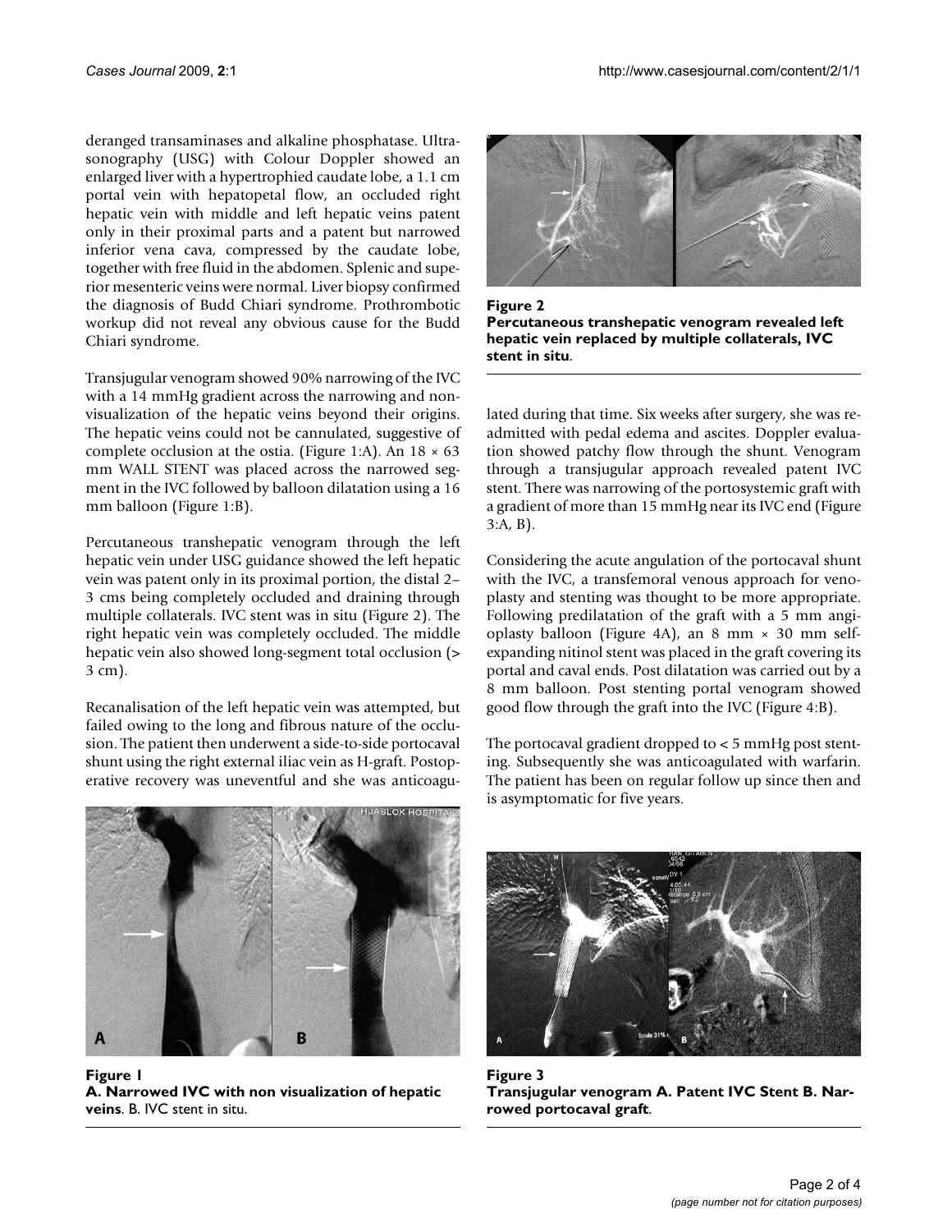deranged transaminases and alkaline phosphatase. Ultrasonography (USG) with Colour Doppler showed an enlarged liver with a hypertrophied caudate lobe, a 1.1 cm portal vein with hepatopetal flow, an occluded right hepatic vein with middle and left hepatic veins patent only in their proximal parts and a patent but narrowed inferior vena cava, compressed by the caudate lobe, together with free fluid in the abdomen. Splenic and superior mesenteric veins were normal. Liver biopsy confirmed the diagnosis of Budd Chiari syndrome. Prothrombotic workup did not reveal any obvious cause for the Budd Chiari syndrome.

Transjugular venogram showed 90% narrowing of the IVC with a 14 mmHg gradient across the narrowing and non-visualization of the hepatic veins beyond their origins. The hepatic veins could not be cannulated, suggestive of complete occlusion at the ostia. (Figure 1:A). An 18 × 63 mm WALL STENT was placed across the narrowed segment in the IVC followed by balloon dilatation using a 16 mm balloon (Figure 1:B).

Percutaneous transhepatic venogram through the left hepatic vein under USG guidance showed the left hepatic vein was patent only in its proximal portion, the distal 2–3 cms being completely occluded and draining through multiple collaterals. IVC stent was in situ (Figure 2). The right hepatic vein was completely occluded. The middle hepatic vein also showed long-segment total occlusion (> 3 cm).

Recanalisation of the left hepatic vein was attempted, but failed owing to the long and fibrous nature of the occlusion. The patient then underwent a side-to-side portocaval shunt using the right external iliac vein as H-graft. Postoperative recovery was uneventful and she was anticoagulated during that time. Six weeks after surgery, she was re-admitted with pedal edema and ascites. Doppler evaluation showed patchy flow through the shunt. Venogram through a transjugular approach revealed patent IVC stent. There was narrowing of the portosystemic graft with a gradient of more than 15 mmHg near its IVC end (Figure 3:A, B).

Considering the acute angulation of the portocaval shunt with the IVC, a transfemoral venous approach for venoplasty and stenting was thought to be more appropriate. Following predilatation of the graft with a 5 mm angioplasty balloon (Figure 4A), an 8 mm × 30 mm self-expanding nitinol stent was placed in the graft covering its portal and caval ends. Post dilatation was carried out by a 8 mm balloon. Post stenting portal venogram showed good flow through the graft into the IVC (Figure 4:B).

The portocaval gradient dropped to < 5 mmHg post stenting. Subsequently she was anticoagulated with warfarin. The patient has been on regular follow up since then and is asymptomatic for five years.

**Figure 1**
**A. Narrowed IVC with non visualization of hepatic veins**. B. IVC stent in situ.

**Figure 2**
**Percutaneous transhepatic venogram revealed left hepatic vein replaced by multiple collaterals, IVC stent in situ**.

**Figure 3**
**Transjugular venogram A. Patent IVC Stent B. Narrowed portocaval graft**.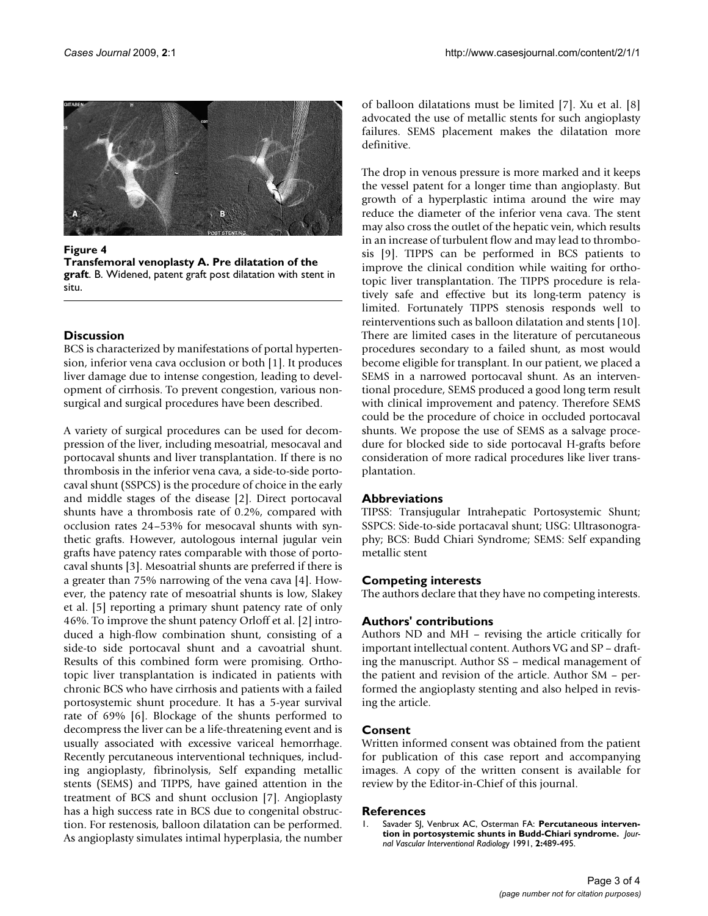**Figure 4**
**Transfemoral venoplasty A. Pre dilatation of the graft**. B. Widened, patent graft post dilatation with stent in situ.

## Discussion

BCS is characterized by manifestations of portal hypertension, inferior vena cava occlusion or both [1]. It produces liver damage due to intense congestion, leading to development of cirrhosis. To prevent congestion, various nonsurgical and surgical procedures have been described.

A variety of surgical procedures can be used for decompression of the liver, including mesoatrial, mesocaval and portocaval shunts and liver transplantation. If there is no thrombosis in the inferior vena cava, a side-to-side portocaval shunt (SSPCS) is the procedure of choice in the early and middle stages of the disease [2]. Direct portocaval shunts have a thrombosis rate of 0.2%, compared with occlusion rates 24–53% for mesocaval shunts with synthetic grafts. However, autologous internal jugular vein grafts have patency rates comparable with those of portocaval shunts [3]. Mesoatrial shunts are preferred if there is a greater than 75% narrowing of the vena cava [4]. However, the patency rate of mesoatrial shunts is low, Slakey et al. [5] reporting a primary shunt patency rate of only 46%. To improve the shunt patency Orloff et al. [2] introduced a high-flow combination shunt, consisting of a side-to side portocaval shunt and a cavoatrial shunt. Results of this combined form were promising. Orthotopic liver transplantation is indicated in patients with chronic BCS who have cirrhosis and patients with a failed portosystemic shunt procedure. It has a 5-year survival rate of 69% [6]. Blockage of the shunts performed to decompress the liver can be a life-threatening event and is usually associated with excessive variceal hemorrhage. Recently percutaneous interventional techniques, including angioplasty, fibrinolysis, Self expanding metallic stents (SEMS) and TIPPS, have gained attention in the treatment of BCS and shunt occlusion [7]. Angioplasty has a high success rate in BCS due to congenital obstruction. For restenosis, balloon dilatation can be performed. As angioplasty simulates intimal hyperplasia, the number of balloon dilatations must be limited [7]. Xu et al. [8] advocated the use of metallic stents for such angioplasty failures. SEMS placement makes the dilatation more definitive.

The drop in venous pressure is more marked and it keeps the vessel patent for a longer time than angioplasty. But growth of a hyperplastic intima around the wire may reduce the diameter of the inferior vena cava. The stent may also cross the outlet of the hepatic vein, which results in an increase of turbulent flow and may lead to thrombosis [9]. TIPPS can be performed in BCS patients to improve the clinical condition while waiting for orthotopic liver transplantation. The TIPPS procedure is relatively safe and effective but its long-term patency is limited. Fortunately TIPPS stenosis responds well to reinterventions such as balloon dilatation and stents [10]. There are limited cases in the literature of percutaneous procedures secondary to a failed shunt, as most would become eligible for transplant. In our patient, we placed a SEMS in a narrowed portocaval shunt. As an interventional procedure, SEMS produced a good long term result with clinical improvement and patency. Therefore SEMS could be the procedure of choice in occluded portocaval shunts. We propose the use of SEMS as a salvage procedure for blocked side to side portocaval H-grafts before consideration of more radical procedures like liver transplantation.

## Abbreviations

TIPSS: Transjugular Intrahepatic Portosystemic Shunt; SSPCS: Side-to-side portacaval shunt; USG: Ultrasonography; BCS: Budd Chiari Syndrome; SEMS: Self expanding metallic stent

## Competing interests

The authors declare that they have no competing interests.

## Authors' contributions

Authors ND and MH – revising the article critically for important intellectual content. Authors VG and SP – drafting the manuscript. Author SS – medical management of the patient and revision of the article. Author SM – performed the angioplasty stenting and also helped in revising the article.

## Consent

Written informed consent was obtained from the patient for publication of this case report and accompanying images. A copy of the written consent is available for review by the Editor-in-Chief of this journal.

## References

1. Savader SJ, Venbrux AC, Osterman FA: **Percutaneous intervention in portosystemic shunts in Budd-Chiari syndrome.** *Journal Vascular Interventional Radiology* 1991, **2:**489-495.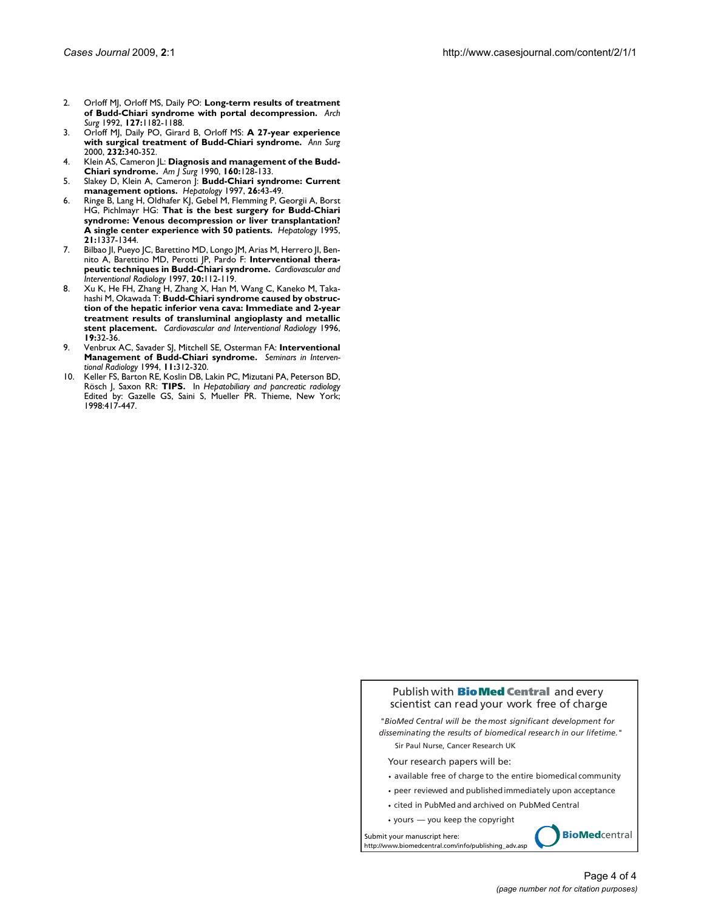2. Orloff MJ, Orloff MS, Daily PO: **Long-term results of treatment of Budd-Chiari syndrome with portal decompression.** *Arch Surg* 1992, **127:**1182-1188.
3. Orloff MJ, Daily PO, Girard B, Orloff MS: **A 27-year experience with surgical treatment of Budd-Chiari syndrome.** *Ann Surg* 2000, **232:**340-352.
4. Klein AS, Cameron JL: **Diagnosis and management of the Budd-Chiari syndrome.** *Am J Surg* 1990, **160:**128-133.
5. Slakey D, Klein A, Cameron J: **Budd-Chiari syndrome: Current management options.** *Hepatology* 1997, **26:**43-49.
6. Ringe B, Lang H, Oldhafer KJ, Gebel M, Flemming P, Georgii A, Borst HG, Pichlmayr HG: **That is the best surgery for Budd-Chiari syndrome: Venous decompression or liver transplantation? A single center experience with 50 patients.** *Hepatology* 1995, **21:**1337-1344.
7. Bilbao JI, Pueyo JC, Barettino MD, Longo JM, Arias M, Herrero JI, Bennito A, Barettino MD, Perotti JP, Pardo F: **Interventional therapeutic techniques in Budd-Chiari syndrome.** *Cardiovascular and Interventional Radiology* 1997, **20:**112-119.
8. Xu K, He FH, Zhang H, Zhang X, Han M, Wang C, Kaneko M, Takahashi M, Okawada T: **Budd-Chiari syndrome caused by obstruction of the hepatic inferior vena cava: Immediate and 2-year treatment results of transluminal angioplasty and metallic stent placement.** *Cardiovascular and Interventional Radiology* 1996, **19:**32-36.
9. Venbrux AC, Savader SJ, Mitchell SE, Osterman FA: **Interventional Management of Budd-Chiari syndrome.** *Seminars in Interventional Radiology* 1994, **11:**312-320.
10. Keller FS, Barton RE, Koslin DB, Lakin PC, Mizutani PA, Peterson BD, Rösch J, Saxon RR: **TIPS.** In *Hepatobiliary and pancreatic radiology* Edited by: Gazelle GS, Saini S, Mueller PR. Thieme, New York; 1998:417-447.

Publish with **BioMed Central** and every scientist can read your work free of charge

*"BioMed Central will be the most significant development for disseminating the results of biomedical research in our lifetime."*
Sir Paul Nurse, Cancer Research UK

Your research papers will be:

- available free of charge to the entire biomedical community
- peer reviewed and published immediately upon acceptance
- cited in PubMed and archived on PubMed Central
- yours — you keep the copyright

Submit your manuscript here:
http://www.biomedcentral.com/info/publishing_adv.asp

**BioMed**central